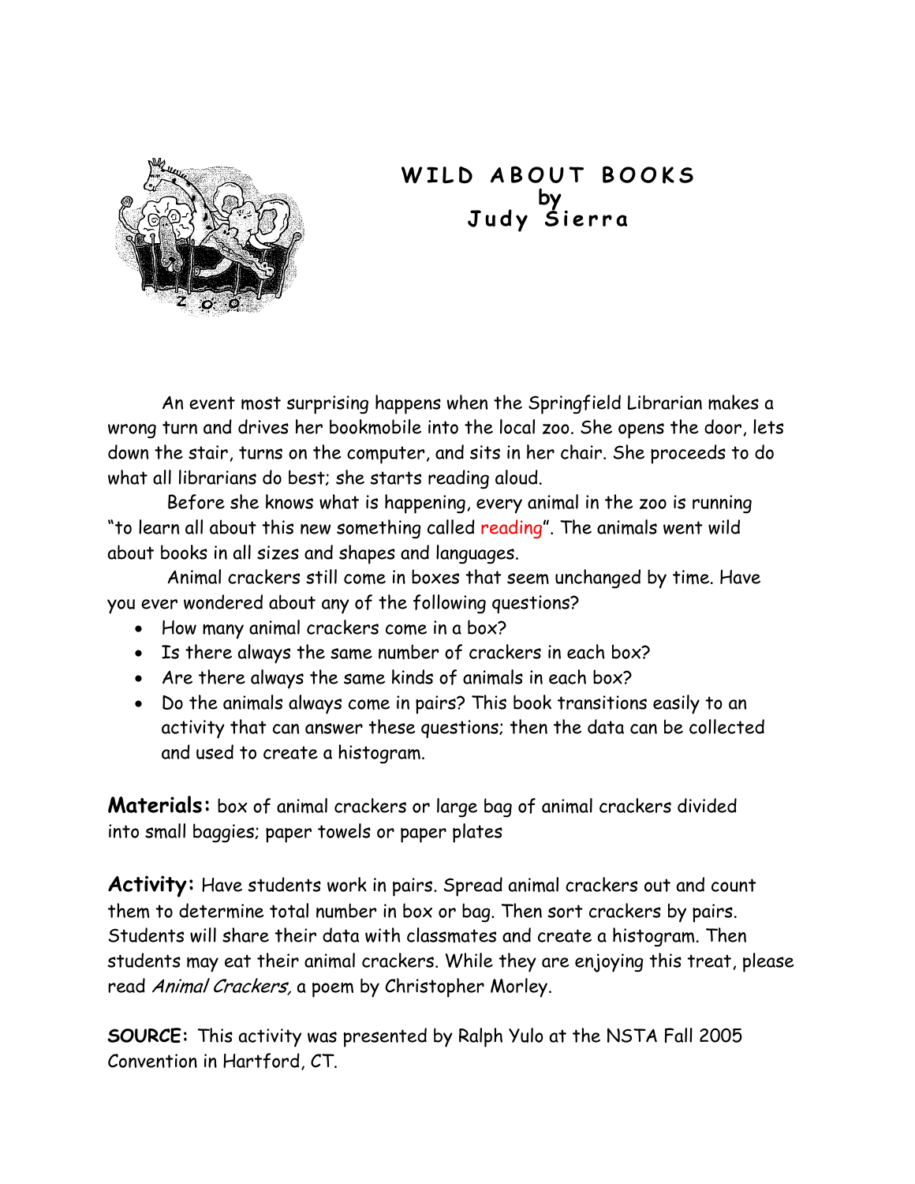# WILD ABOUT BOOKS
## by
## Judy Sierra

An event most surprising happens when the Springfield Librarian makes a wrong turn and drives her bookmobile into the local zoo. She opens the door, lets down the stair, turns on the computer, and sits in her chair. She proceeds to do what all librarians do best; she starts reading aloud.

Before she knows what is happening, every animal in the zoo is running "to learn all about this new something called reading". The animals went wild about books in all sizes and shapes and languages.

Animal crackers still come in boxes that seem unchanged by time. Have you ever wondered about any of the following questions?

- How many animal crackers come in a box?
- Is there always the same number of crackers in each box?
- Are there always the same kinds of animals in each box?
- Do the animals always come in pairs? This book transitions easily to an activity that can answer these questions; then the data can be collected and used to create a histogram.

**Materials:** box of animal crackers or large bag of animal crackers divided into small baggies; paper towels or paper plates

**Activity:** Have students work in pairs. Spread animal crackers out and count them to determine total number in box or bag. Then sort crackers by pairs. Students will share their data with classmates and create a histogram. Then students may eat their animal crackers. While they are enjoying this treat, please read *Animal Crackers,* a poem by Christopher Morley.

**SOURCE:** This activity was presented by Ralph Yulo at the NSTA Fall 2005 Convention in Hartford, CT.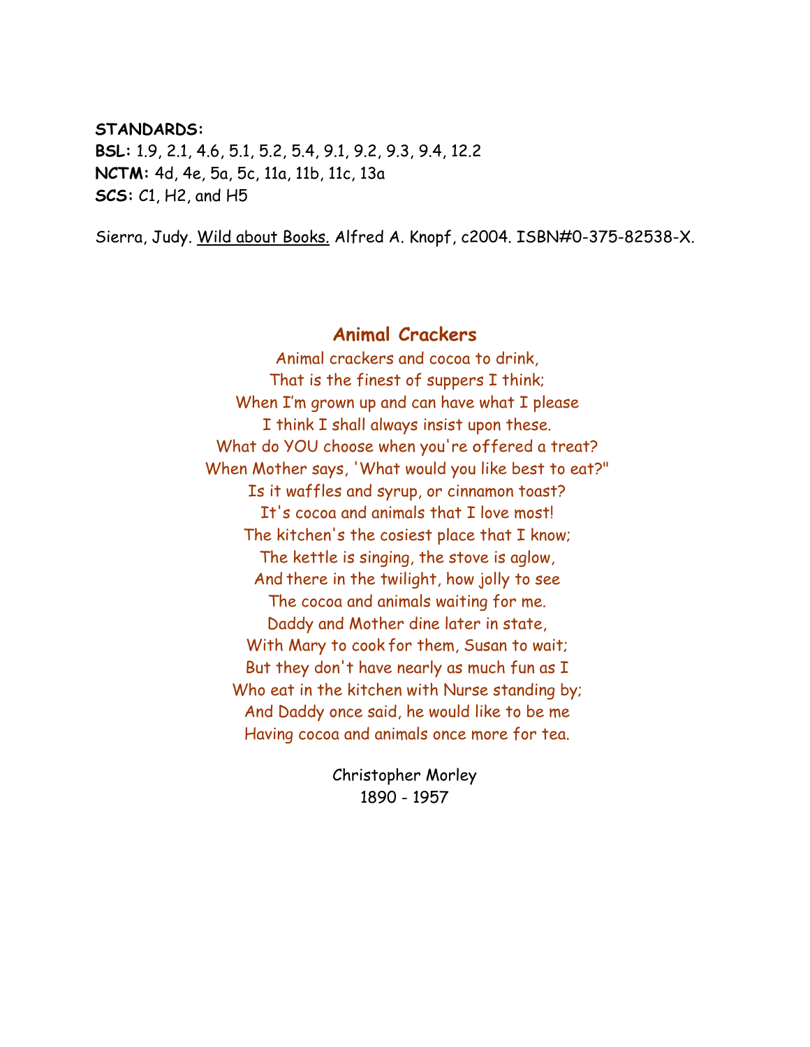**STANDARDS:**
**BSL:** 1.9, 2.1, 4.6, 5.1, 5.2, 5.4, 9.1, 9.2, 9.3, 9.4, 12.2
**NCTM:** 4d, 4e, 5a, 5c, 11a, 11b, 11c, 13a
**SCS:** C1, H2, and H5

Sierra, Judy. Wild about Books. Alfred A. Knopf, c2004. ISBN#0-375-82538-X.

## Animal Crackers

Animal crackers and cocoa to drink,
That is the finest of suppers I think;
When I'm grown up and can have what I please
I think I shall always insist upon these.
What do YOU choose when you're offered a treat?
When Mother says, 'What would you like best to eat?"
Is it waffles and syrup, or cinnamon toast?
It's cocoa and animals that I love most!
The kitchen's the cosiest place that I know;
The kettle is singing, the stove is aglow,
And there in the twilight, how jolly to see
The cocoa and animals waiting for me.
Daddy and Mother dine later in state,
With Mary to cook for them, Susan to wait;
But they don't have nearly as much fun as I
Who eat in the kitchen with Nurse standing by;
And Daddy once said, he would like to be me
Having cocoa and animals once more for tea.

Christopher Morley
1890 - 1957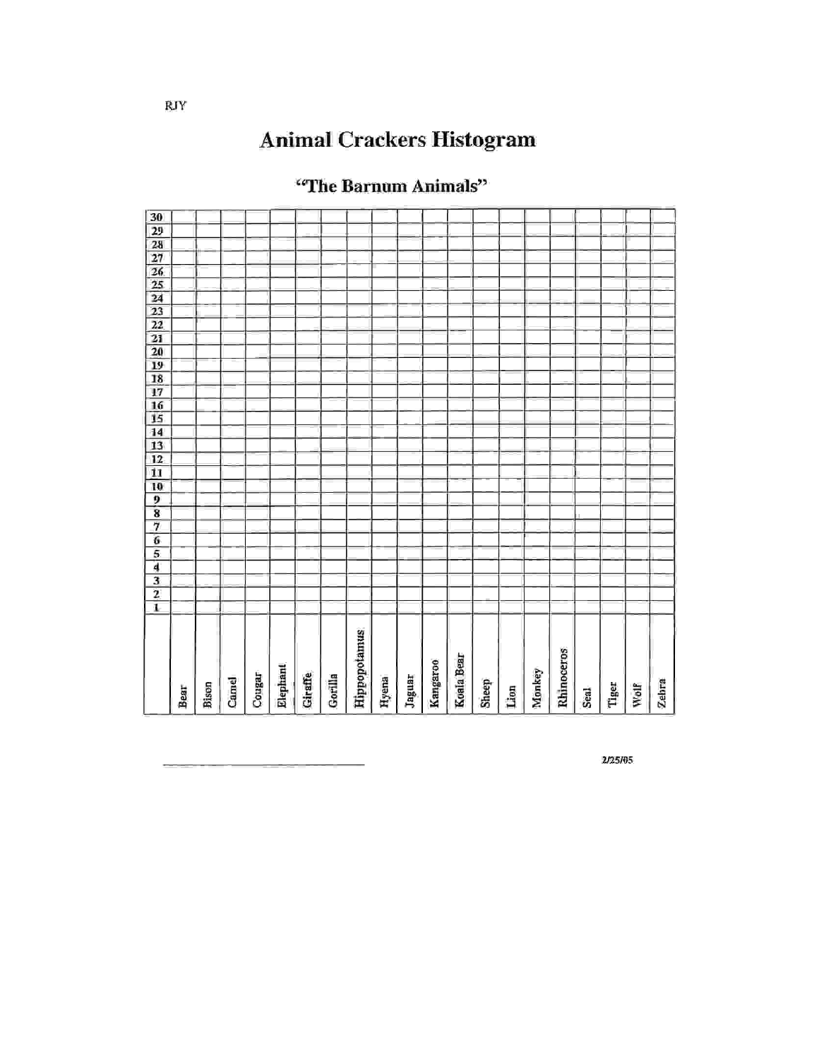# Animal Crackers Histogram

## "The Barnum Animals"

30
29
28
27
26
25
24
23
22
21
20
19
18
17
16
15
14
13
12
11
10
9
8
7
6
5
4
3
2
1

Bear
Bison
Camel
Cougar
Elephant
Giraffe
Gorilla
Hippopotamus
Hyena
Jaguar
Kangaroo
Koala Bear
Sheep
Lion
Monkey
Rhinoceros
Seal
Tiger
Wolf
Zebra

______________________________